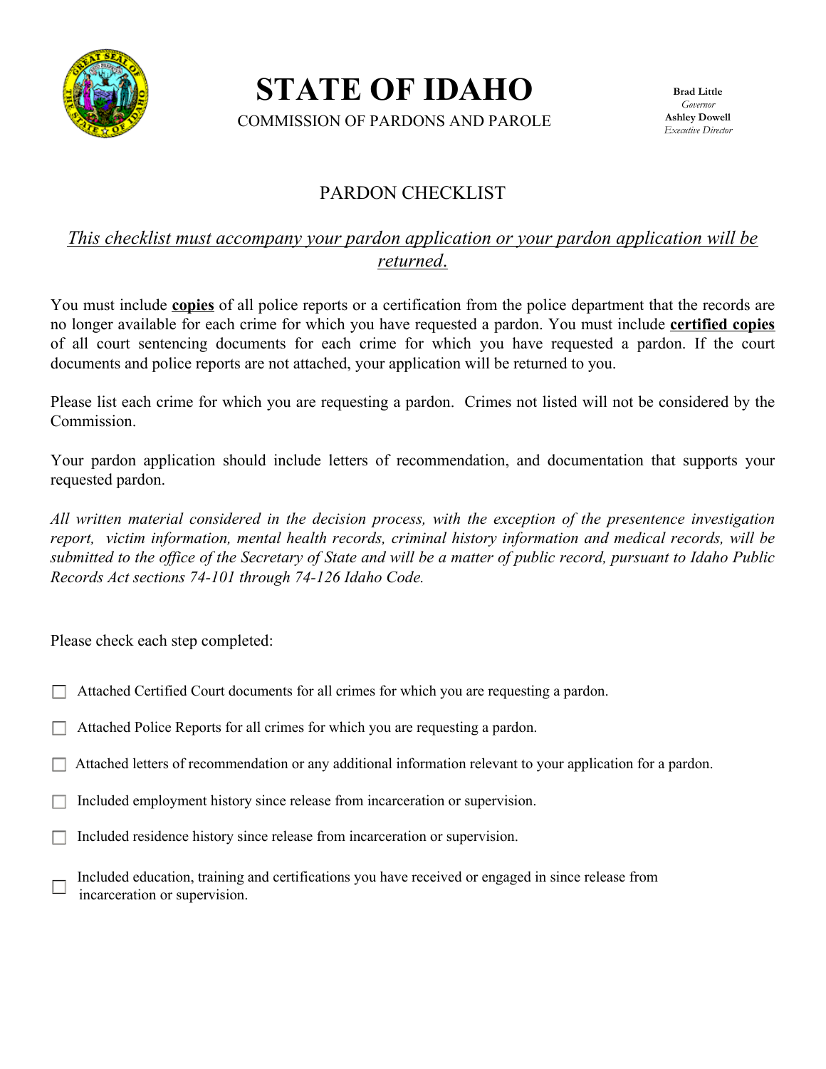# STATE OF IDAHO

COMMISSION OF PARDONS AND PAROLE

**Brad Little**
*Governor*
**Ashley Dowell**
*Executive Director*

## PARDON CHECKLIST

*This checklist must accompany your pardon application or your pardon application will be returned.*

You must include **copies** of all police reports or a certification from the police department that the records are no longer available for each crime for which you have requested a pardon. You must include **certified copies** of all court sentencing documents for each crime for which you have requested a pardon. If the court documents and police reports are not attached, your application will be returned to you.

Please list each crime for which you are requesting a pardon. Crimes not listed will not be considered by the Commission.

Your pardon application should include letters of recommendation, and documentation that supports your requested pardon.

*All written material considered in the decision process, with the exception of the presentence investigation report, victim information, mental health records, criminal history information and medical records, will be submitted to the office of the Secretary of State and will be a matter of public record, pursuant to Idaho Public Records Act sections 74-101 through 74-126 Idaho Code.*

Please check each step completed:

- ☐ Attached Certified Court documents for all crimes for which you are requesting a pardon.
- ☐ Attached Police Reports for all crimes for which you are requesting a pardon.
- ☐ Attached letters of recommendation or any additional information relevant to your application for a pardon.
- ☐ Included employment history since release from incarceration or supervision.
- ☐ Included residence history since release from incarceration or supervision.
- ☐ Included education, training and certifications you have received or engaged in since release from incarceration or supervision.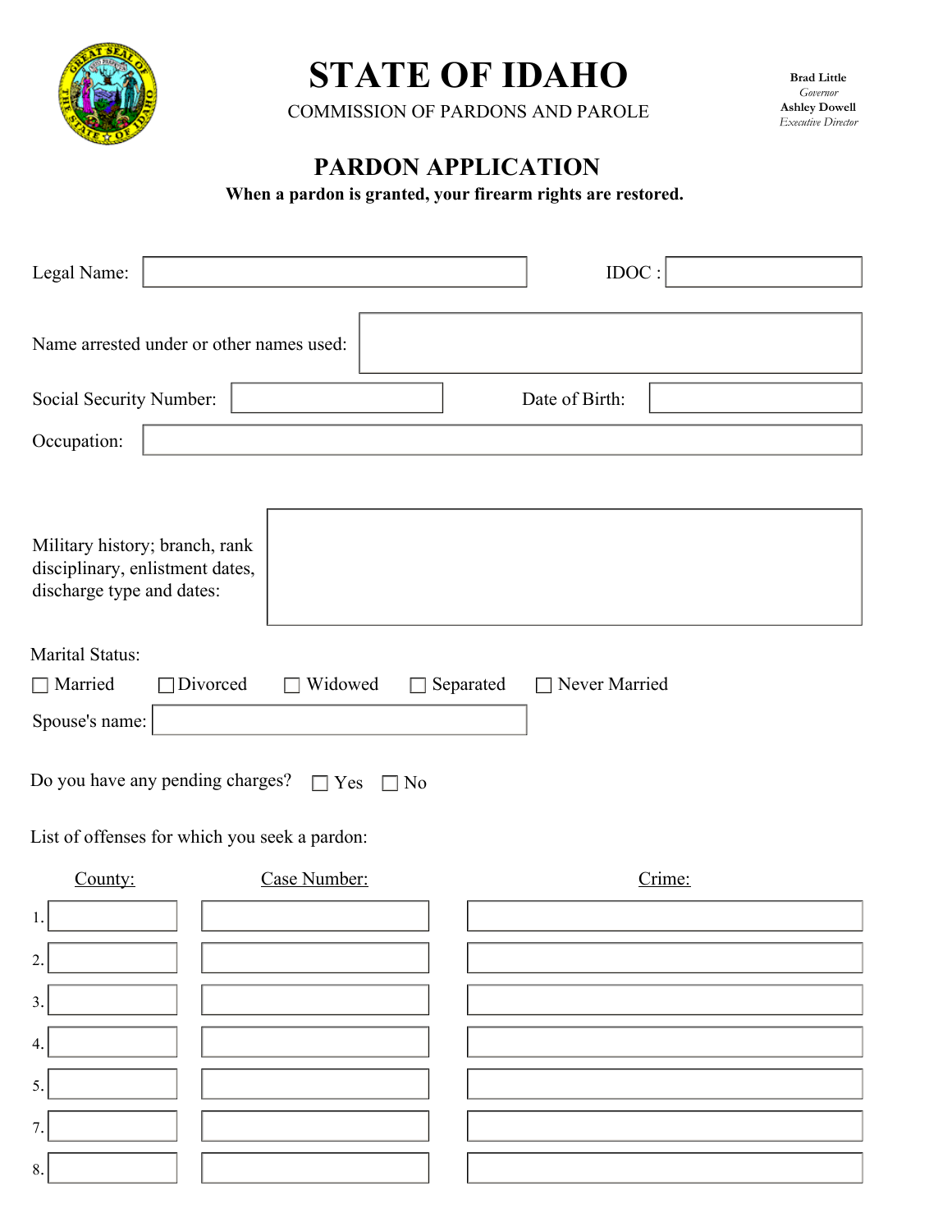# STATE OF IDAHO

COMMISSION OF PARDONS AND PAROLE

**Brad Little**
*Governor*
**Ashley Dowell**
*Executive Director*

## PARDON APPLICATION

**When a pardon is granted, your firearm rights are restored.**

Legal Name: ____________________ IDOC : ____________

Name arrested under or other names used: ____________________

Social Security Number: ____________ Date of Birth: ____________

Occupation: ____________________

Military history; branch, rank disciplinary, enlistment dates, discharge type and dates: ____________________

Marital Status:

☐ Married ☐ Divorced ☐ Widowed ☐ Separated ☐ Never Married

Spouse's name: ____________________

Do you have any pending charges? ☐ Yes ☐ No

List of offenses for which you seek a pardon:

| | County: | Case Number: | Crime: |
|---|---|---|---|
| 1. | | | |
| 2. | | | |
| 3. | | | |
| 4. | | | |
| 5. | | | |
| 7. | | | |
| 8. | | | |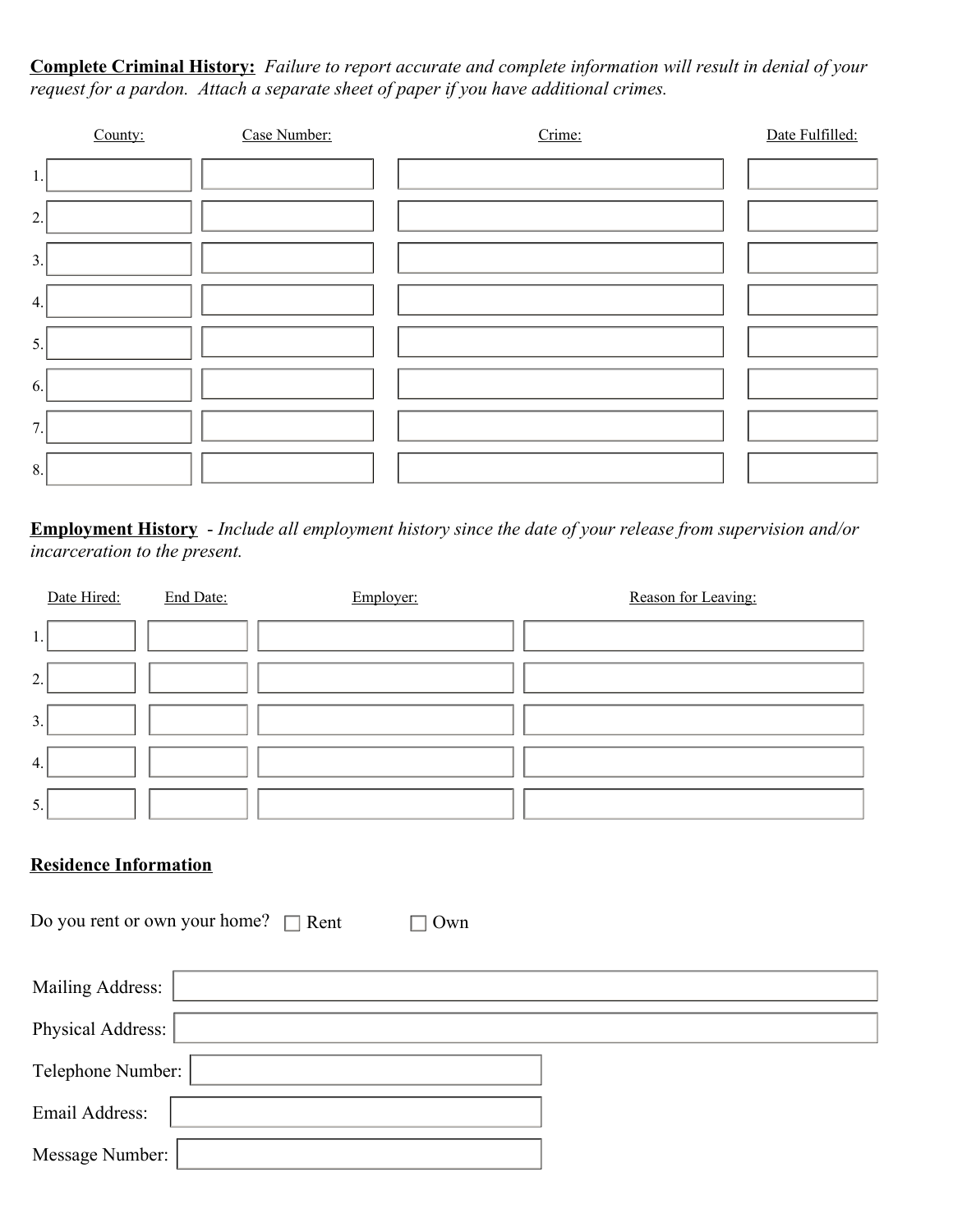**Complete Criminal History:** *Failure to report accurate and complete information will result in denial of your request for a pardon. Attach a separate sheet of paper if you have additional crimes.*

| | County: | Case Number: | Crime: | Date Fulfilled: |
|---|---|---|---|---|
| 1. | | | | |
| 2. | | | | |
| 3. | | | | |
| 4. | | | | |
| 5. | | | | |
| 6. | | | | |
| 7. | | | | |
| 8. | | | | |

**Employment History** - *Include all employment history since the date of your release from supervision and/or incarceration to the present.*

| | Date Hired: | End Date: | Employer: | Reason for Leaving: |
|---|---|---|---|---|
| 1. | | | | |
| 2. | | | | |
| 3. | | | | |
| 4. | | | | |
| 5. | | | | |

**Residence Information**

Do you rent or own your home? ☐ Rent ☐ Own

Mailing Address:

Physical Address:

Telephone Number:

Email Address:

Message Number: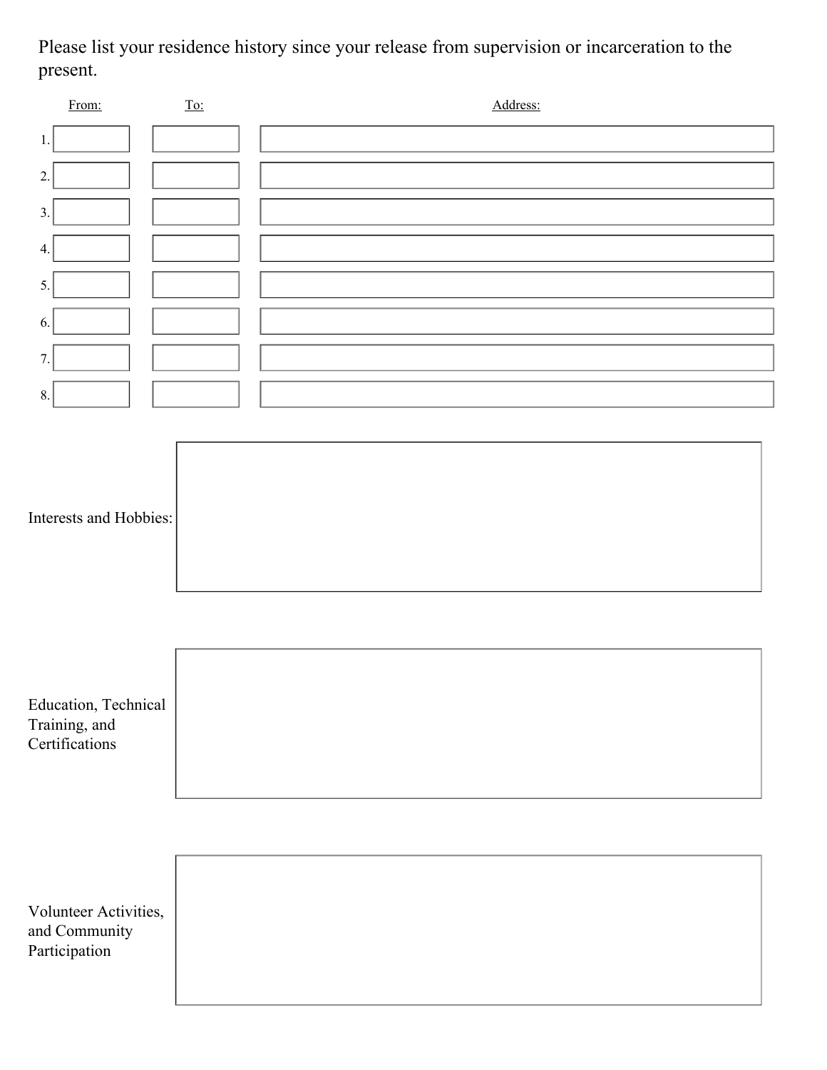Please list your residence history since your release from supervision or incarceration to the present.

| | From: | To: | Address: |
|---|---|---|---|
| 1. | | | |
| 2. | | | |
| 3. | | | |
| 4. | | | |
| 5. | | | |
| 6. | | | |
| 7. | | | |
| 8. | | | |

Interests and Hobbies:

Education, Technical Training, and Certifications

Volunteer Activities, and Community Participation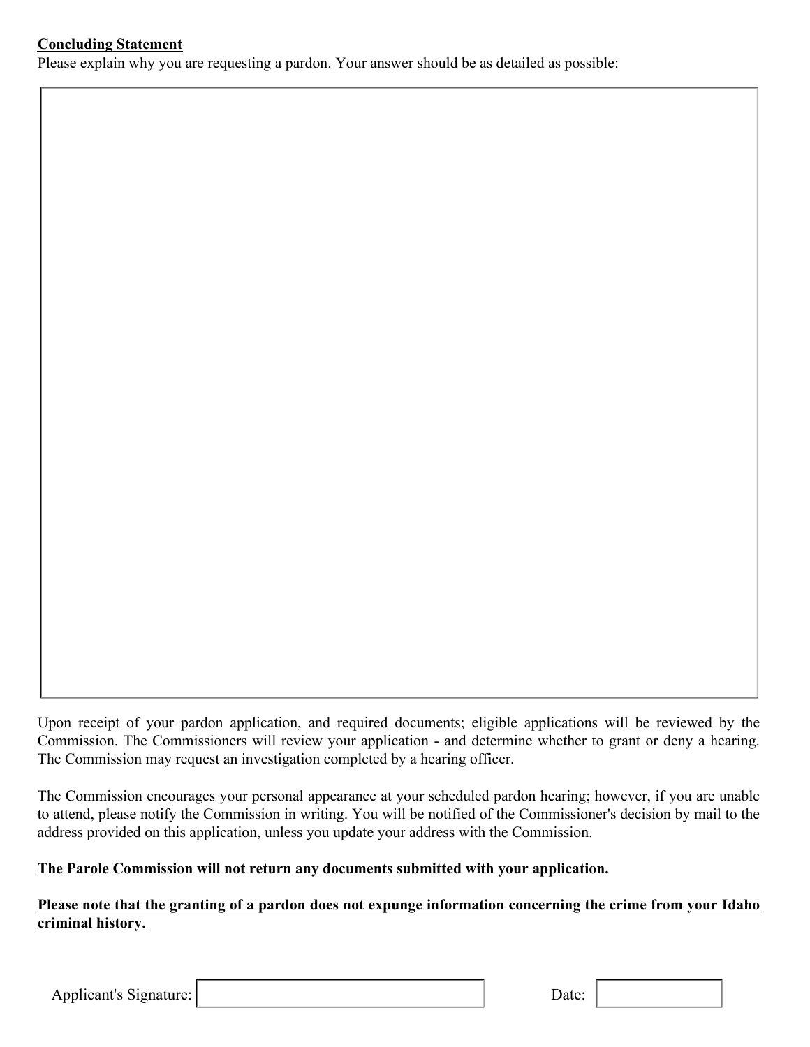**<u>Concluding Statement</u>**

Please explain why you are requesting a pardon. Your answer should be as detailed as possible:

Upon receipt of your pardon application, and required documents; eligible applications will be reviewed by the Commission. The Commissioners will review your application - and determine whether to grant or deny a hearing. The Commission may request an investigation completed by a hearing officer.

The Commission encourages your personal appearance at your scheduled pardon hearing; however, if you are unable to attend, please notify the Commission in writing. You will be notified of the Commissioner's decision by mail to the address provided on this application, unless you update your address with the Commission.

**<u>The Parole Commission will not return any documents submitted with your application.</u>**

**<u>Please note that the granting of a pardon does not expunge information concerning the crime from your Idaho criminal history.</u>**

Applicant's Signature: ____________________ Date: __________